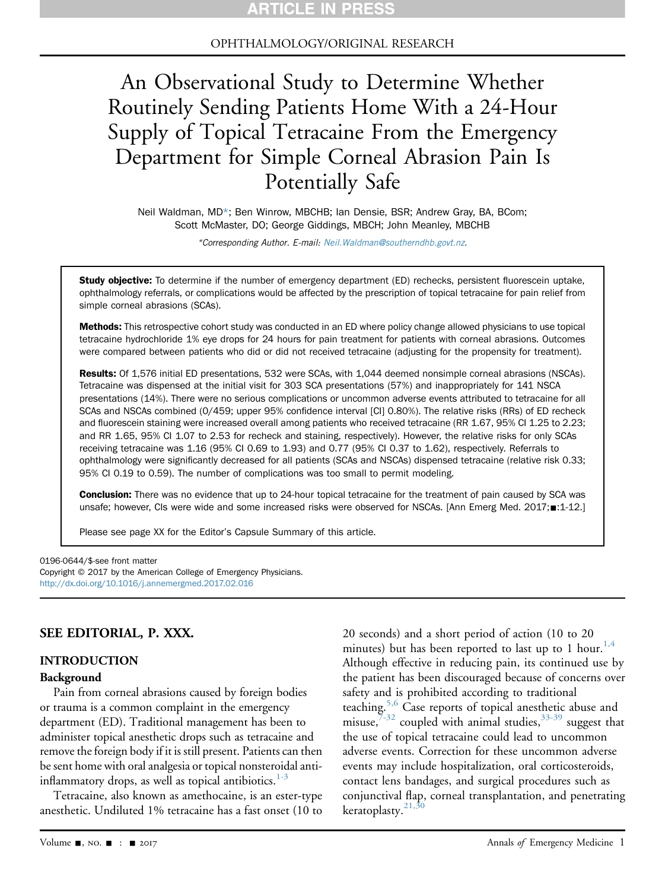ARTICLE IN PRESS

OPHTHALMOLOGY/ORIGINAL RESEARCH

# An Observational Study to Determine Whether Routinely Sending Patients Home With a 24-Hour Supply of Topical Tetracaine From the Emergency Department for Simple Corneal Abrasion Pain Is Potentially Safe

Neil Waldman, MD*; Ben Winrow, MBCHB; Ian Densie, BSR; Andrew Gray, BA, BCom; Scott McMaster, DO; George Giddings, MBCH; John Meanley, MBCHB

*Corresponding Author. E-mail: Neil.Waldman@southerndhb.govt.nz.

**Study objective:** To determine if the number of emergency department (ED) rechecks, persistent fluorescein uptake, ophthalmology referrals, or complications would be affected by the prescription of topical tetracaine for pain relief from simple corneal abrasions (SCAs).

**Methods:** This retrospective cohort study was conducted in an ED where policy change allowed physicians to use topical tetracaine hydrochloride 1% eye drops for 24 hours for pain treatment for patients with corneal abrasions. Outcomes were compared between patients who did or did not received tetracaine (adjusting for the propensity for treatment).

**Results:** Of 1,576 initial ED presentations, 532 were SCAs, with 1,044 deemed nonsimple corneal abrasions (NSCAs). Tetracaine was dispensed at the initial visit for 303 SCA presentations (57%) and inappropriately for 141 NSCA presentations (14%). There were no serious complications or uncommon adverse events attributed to tetracaine for all SCAs and NSCAs combined (0/459; upper 95% confidence interval [CI] 0.80%). The relative risks (RRs) of ED recheck and fluorescein staining were increased overall among patients who received tetracaine (RR 1.67, 95% CI 1.25 to 2.23; and RR 1.65, 95% CI 1.07 to 2.53 for recheck and staining, respectively). However, the relative risks for only SCAs receiving tetracaine was 1.16 (95% CI 0.69 to 1.93) and 0.77 (95% CI 0.37 to 1.62), respectively. Referrals to ophthalmology were significantly decreased for all patients (SCAs and NSCAs) dispensed tetracaine (relative risk 0.33; 95% CI 0.19 to 0.59). The number of complications was too small to permit modeling.

**Conclusion:** There was no evidence that up to 24-hour topical tetracaine for the treatment of pain caused by SCA was unsafe; however, CIs were wide and some increased risks were observed for NSCAs. [Ann Emerg Med. 2017;■:1-12.]

Please see page XX for the Editor's Capsule Summary of this article.

0196-0644/$-see front matter
Copyright © 2017 by the American College of Emergency Physicians.
http://dx.doi.org/10.1016/j.annemergmed.2017.02.016

**SEE EDITORIAL, P. XXX.**

## INTRODUCTION

### Background

Pain from corneal abrasions caused by foreign bodies or trauma is a common complaint in the emergency department (ED). Traditional management has been to administer topical anesthetic drops such as tetracaine and remove the foreign body if it is still present. Patients can then be sent home with oral analgesia or topical nonsteroidal anti-inflammatory drops, as well as topical antibiotics.[1-3]

Tetracaine, also known as amethocaine, is an ester-type anesthetic. Undiluted 1% tetracaine has a fast onset (10 to 20 seconds) and a short period of action (10 to 20 minutes) but has been reported to last up to 1 hour.[1,4] Although effective in reducing pain, its continued use by the patient has been discouraged because of concerns over safety and is prohibited according to traditional teaching.[5,6] Case reports of topical anesthetic abuse and misuse,[7-32] coupled with animal studies,[33-39] suggest that the use of topical tetracaine could lead to uncommon adverse events. Correction for these uncommon adverse events may include hospitalization, oral corticosteroids, contact lens bandages, and surgical procedures such as conjunctival flap, corneal transplantation, and penetrating keratoplasty.[21,30]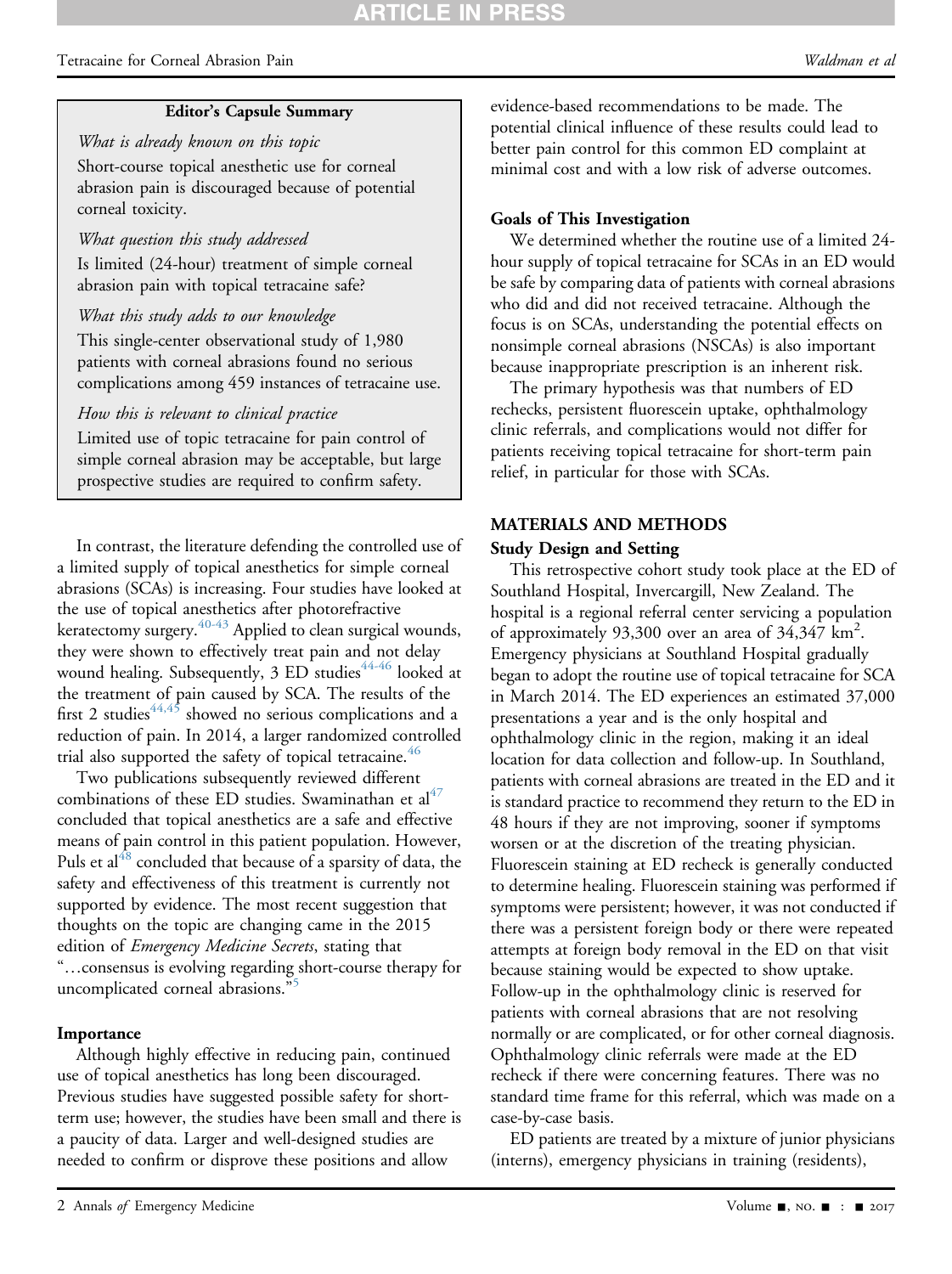**Editor's Capsule Summary**

*What is already known on this topic*

Short-course topical anesthetic use for corneal abrasion pain is discouraged because of potential corneal toxicity.

*What question this study addressed*

Is limited (24-hour) treatment of simple corneal abrasion pain with topical tetracaine safe?

*What this study adds to our knowledge*

This single-center observational study of 1,980 patients with corneal abrasions found no serious complications among 459 instances of tetracaine use.

*How this is relevant to clinical practice*

Limited use of topic tetracaine for pain control of simple corneal abrasion may be acceptable, but large prospective studies are required to confirm safety.

In contrast, the literature defending the controlled use of a limited supply of topical anesthetics for simple corneal abrasions (SCAs) is increasing. Four studies have looked at the use of topical anesthetics after photorefractive keratectomy surgery.[40-43] Applied to clean surgical wounds, they were shown to effectively treat pain and not delay wound healing. Subsequently, 3 ED studies[44-46] looked at the treatment of pain caused by SCA. The results of the first 2 studies[44,45] showed no serious complications and a reduction of pain. In 2014, a larger randomized controlled trial also supported the safety of topical tetracaine.[46]

Two publications subsequently reviewed different combinations of these ED studies. Swaminathan et al[47] concluded that topical anesthetics are a safe and effective means of pain control in this patient population. However, Puls et al[48] concluded that because of a sparsity of data, the safety and effectiveness of this treatment is currently not supported by evidence. The most recent suggestion that thoughts on the topic are changing came in the 2015 edition of *Emergency Medicine Secrets*, stating that "…consensus is evolving regarding short-course therapy for uncomplicated corneal abrasions."[5]

### Importance

Although highly effective in reducing pain, continued use of topical anesthetics has long been discouraged. Previous studies have suggested possible safety for short-term use; however, the studies have been small and there is a paucity of data. Larger and well-designed studies are needed to confirm or disprove these positions and allow evidence-based recommendations to be made. The potential clinical influence of these results could lead to better pain control for this common ED complaint at minimal cost and with a low risk of adverse outcomes.

### Goals of This Investigation

We determined whether the routine use of a limited 24-hour supply of topical tetracaine for SCAs in an ED would be safe by comparing data of patients with corneal abrasions who did and did not received tetracaine. Although the focus is on SCAs, understanding the potential effects on nonsimple corneal abrasions (NSCAs) is also important because inappropriate prescription is an inherent risk.

The primary hypothesis was that numbers of ED rechecks, persistent fluorescein uptake, ophthalmology clinic referrals, and complications would not differ for patients receiving topical tetracaine for short-term pain relief, in particular for those with SCAs.

## MATERIALS AND METHODS

### Study Design and Setting

This retrospective cohort study took place at the ED of Southland Hospital, Invercargill, New Zealand. The hospital is a regional referral center servicing a population of approximately 93,300 over an area of 34,347 $km^2$. Emergency physicians at Southland Hospital gradually began to adopt the routine use of topical tetracaine for SCA in March 2014. The ED experiences an estimated 37,000 presentations a year and is the only hospital and ophthalmology clinic in the region, making it an ideal location for data collection and follow-up. In Southland, patients with corneal abrasions are treated in the ED and it is standard practice to recommend they return to the ED in 48 hours if they are not improving, sooner if symptoms worsen or at the discretion of the treating physician. Fluorescein staining at ED recheck is generally conducted to determine healing. Fluorescein staining was performed if symptoms were persistent; however, it was not conducted if there was a persistent foreign body or there were repeated attempts at foreign body removal in the ED on that visit because staining would be expected to show uptake. Follow-up in the ophthalmology clinic is reserved for patients with corneal abrasions that are not resolving normally or are complicated, or for other corneal diagnosis. Ophthalmology clinic referrals were made at the ED recheck if there were concerning features. There was no standard time frame for this referral, which was made on a case-by-case basis.

ED patients are treated by a mixture of junior physicians (interns), emergency physicians in training (residents),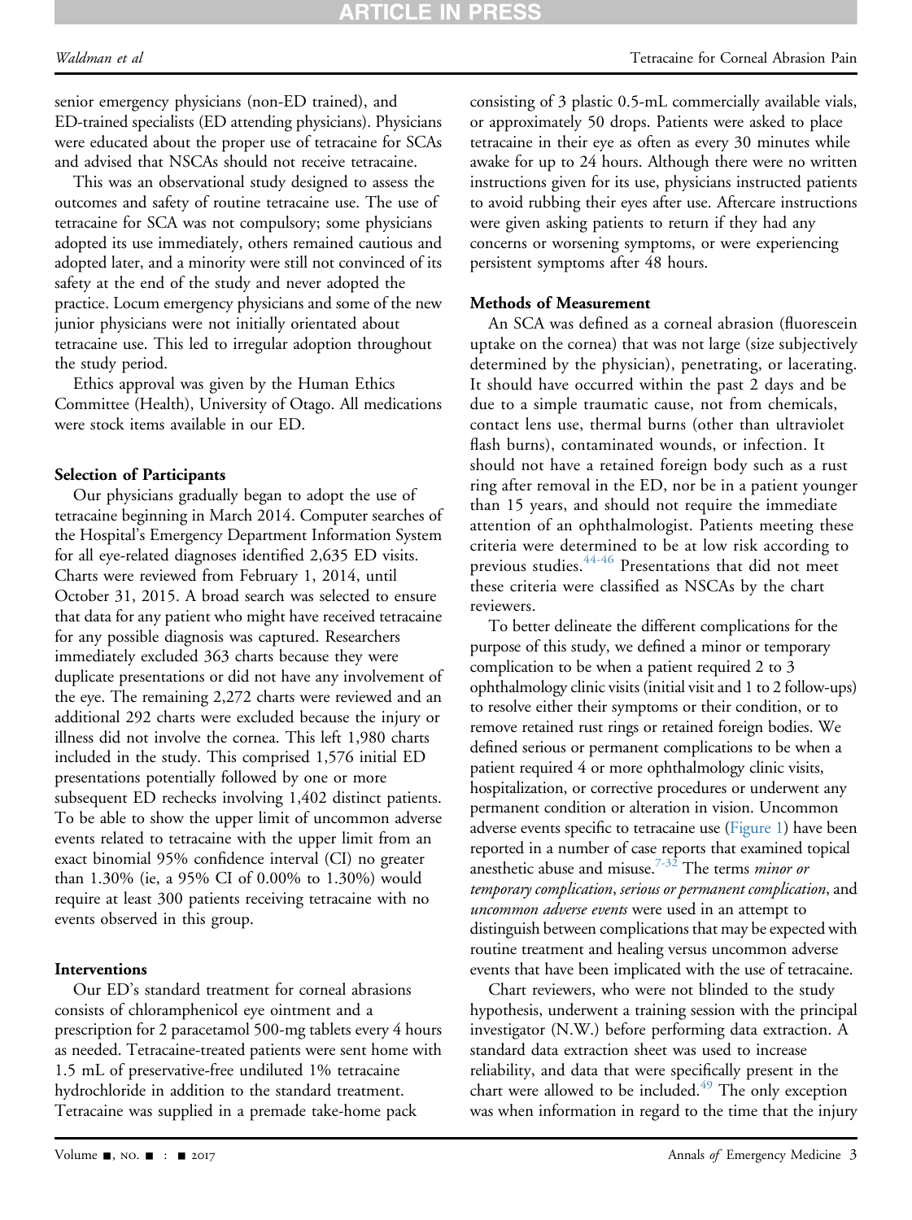senior emergency physicians (non-ED trained), and ED-trained specialists (ED attending physicians). Physicians were educated about the proper use of tetracaine for SCAs and advised that NSCAs should not receive tetracaine.

This was an observational study designed to assess the outcomes and safety of routine tetracaine use. The use of tetracaine for SCA was not compulsory; some physicians adopted its use immediately, others remained cautious and adopted later, and a minority were still not convinced of its safety at the end of the study and never adopted the practice. Locum emergency physicians and some of the new junior physicians were not initially orientated about tetracaine use. This led to irregular adoption throughout the study period.

Ethics approval was given by the Human Ethics Committee (Health), University of Otago. All medications were stock items available in our ED.

### Selection of Participants

Our physicians gradually began to adopt the use of tetracaine beginning in March 2014. Computer searches of the Hospital's Emergency Department Information System for all eye-related diagnoses identified 2,635 ED visits. Charts were reviewed from February 1, 2014, until October 31, 2015. A broad search was selected to ensure that data for any patient who might have received tetracaine for any possible diagnosis was captured. Researchers immediately excluded 363 charts because they were duplicate presentations or did not have any involvement of the eye. The remaining 2,272 charts were reviewed and an additional 292 charts were excluded because the injury or illness did not involve the cornea. This left 1,980 charts included in the study. This comprised 1,576 initial ED presentations potentially followed by one or more subsequent ED rechecks involving 1,402 distinct patients. To be able to show the upper limit of uncommon adverse events related to tetracaine with the upper limit from an exact binomial 95% confidence interval (CI) no greater than 1.30% (ie, a 95% CI of 0.00% to 1.30%) would require at least 300 patients receiving tetracaine with no events observed in this group.

### Interventions

Our ED's standard treatment for corneal abrasions consists of chloramphenicol eye ointment and a prescription for 2 paracetamol 500-mg tablets every 4 hours as needed. Tetracaine-treated patients were sent home with 1.5 mL of preservative-free undiluted 1% tetracaine hydrochloride in addition to the standard treatment. Tetracaine was supplied in a premade take-home pack consisting of 3 plastic 0.5-mL commercially available vials, or approximately 50 drops. Patients were asked to place tetracaine in their eye as often as every 30 minutes while awake for up to 24 hours. Although there were no written instructions given for its use, physicians instructed patients to avoid rubbing their eyes after use. Aftercare instructions were given asking patients to return if they had any concerns or worsening symptoms, or were experiencing persistent symptoms after 48 hours.

### Methods of Measurement

An SCA was defined as a corneal abrasion (fluorescein uptake on the cornea) that was not large (size subjectively determined by the physician), penetrating, or lacerating. It should have occurred within the past 2 days and be due to a simple traumatic cause, not from chemicals, contact lens use, thermal burns (other than ultraviolet flash burns), contaminated wounds, or infection. It should not have a retained foreign body such as a rust ring after removal in the ED, nor be in a patient younger than 15 years, and should not require the immediate attention of an ophthalmologist. Patients meeting these criteria were determined to be at low risk according to previous studies.[44-46] Presentations that did not meet these criteria were classified as NSCAs by the chart reviewers.

To better delineate the different complications for the purpose of this study, we defined a minor or temporary complication to be when a patient required 2 to 3 ophthalmology clinic visits (initial visit and 1 to 2 follow-ups) to resolve either their symptoms or their condition, or to remove retained rust rings or retained foreign bodies. We defined serious or permanent complications to be when a patient required 4 or more ophthalmology clinic visits, hospitalization, or corrective procedures or underwent any permanent condition or alteration in vision. Uncommon adverse events specific to tetracaine use (Figure 1) have been reported in a number of case reports that examined topical anesthetic abuse and misuse.[7-32] The terms *minor or temporary complication*, *serious or permanent complication*, and *uncommon adverse events* were used in an attempt to distinguish between complications that may be expected with routine treatment and healing versus uncommon adverse events that have been implicated with the use of tetracaine.

Chart reviewers, who were not blinded to the study hypothesis, underwent a training session with the principal investigator (N.W.) before performing data extraction. A standard data extraction sheet was used to increase reliability, and data that were specifically present in the chart were allowed to be included.[49] The only exception was when information in regard to the time that the injury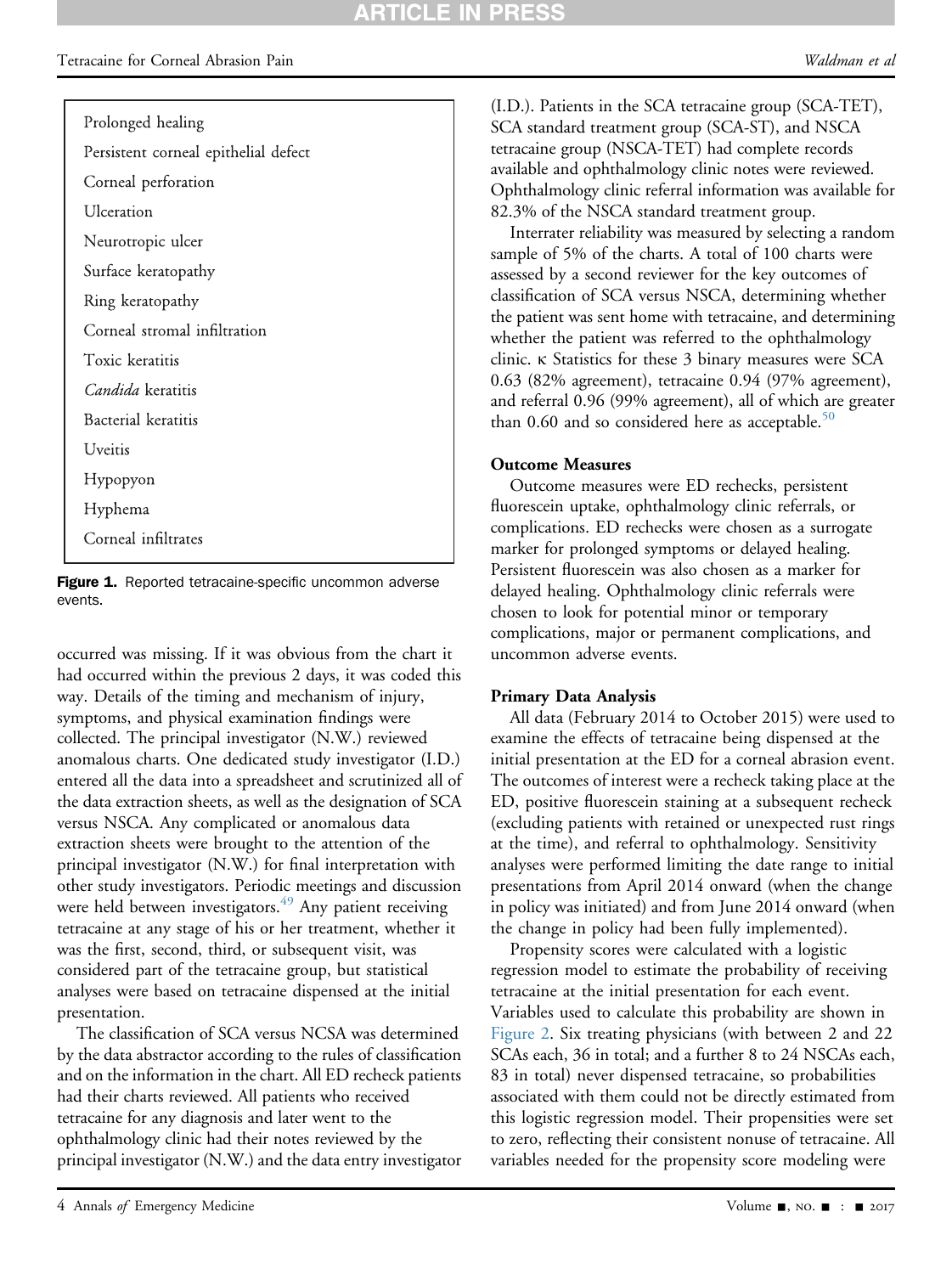Prolonged healing
Persistent corneal epithelial defect
Corneal perforation
Ulceration
Neurotropic ulcer
Surface keratopathy
Ring keratopathy
Corneal stromal infiltration
Toxic keratitis
*Candida* keratitis
Bacterial keratitis
Uveitis
Hypopyon
Hyphema
Corneal infiltrates

**Figure 1.** Reported tetracaine-specific uncommon adverse events.

occurred was missing. If it was obvious from the chart it had occurred within the previous 2 days, it was coded this way. Details of the timing and mechanism of injury, symptoms, and physical examination findings were collected. The principal investigator (N.W.) reviewed anomalous charts. One dedicated study investigator (I.D.) entered all the data into a spreadsheet and scrutinized all of the data extraction sheets, as well as the designation of SCA versus NSCA. Any complicated or anomalous data extraction sheets were brought to the attention of the principal investigator (N.W.) for final interpretation with other study investigators. Periodic meetings and discussion were held between investigators.[49] Any patient receiving tetracaine at any stage of his or her treatment, whether it was the first, second, third, or subsequent visit, was considered part of the tetracaine group, but statistical analyses were based on tetracaine dispensed at the initial presentation.

The classification of SCA versus NCSA was determined by the data abstractor according to the rules of classification and on the information in the chart. All ED recheck patients had their charts reviewed. All patients who received tetracaine for any diagnosis and later went to the ophthalmology clinic had their notes reviewed by the principal investigator (N.W.) and the data entry investigator (I.D.). Patients in the SCA tetracaine group (SCA-TET), SCA standard treatment group (SCA-ST), and NSCA tetracaine group (NSCA-TET) had complete records available and ophthalmology clinic notes were reviewed. Ophthalmology clinic referral information was available for 82.3% of the NSCA standard treatment group.

Interrater reliability was measured by selecting a random sample of 5% of the charts. A total of 100 charts were assessed by a second reviewer for the key outcomes of classification of SCA versus NSCA, determining whether the patient was sent home with tetracaine, and determining whether the patient was referred to the ophthalmology clinic. κ Statistics for these 3 binary measures were SCA 0.63 (82% agreement), tetracaine 0.94 (97% agreement), and referral 0.96 (99% agreement), all of which are greater than 0.60 and so considered here as acceptable.[50]

### Outcome Measures

Outcome measures were ED rechecks, persistent fluorescein uptake, ophthalmology clinic referrals, or complications. ED rechecks were chosen as a surrogate marker for prolonged symptoms or delayed healing. Persistent fluorescein was also chosen as a marker for delayed healing. Ophthalmology clinic referrals were chosen to look for potential minor or temporary complications, major or permanent complications, and uncommon adverse events.

### Primary Data Analysis

All data (February 2014 to October 2015) were used to examine the effects of tetracaine being dispensed at the initial presentation at the ED for a corneal abrasion event. The outcomes of interest were a recheck taking place at the ED, positive fluorescein staining at a subsequent recheck (excluding patients with retained or unexpected rust rings at the time), and referral to ophthalmology. Sensitivity analyses were performed limiting the date range to initial presentations from April 2014 onward (when the change in policy was initiated) and from June 2014 onward (when the change in policy had been fully implemented).

Propensity scores were calculated with a logistic regression model to estimate the probability of receiving tetracaine at the initial presentation for each event. Variables used to calculate this probability are shown in Figure 2. Six treating physicians (with between 2 and 22 SCAs each, 36 in total; and a further 8 to 24 NSCAs each, 83 in total) never dispensed tetracaine, so probabilities associated with them could not be directly estimated from this logistic regression model. Their propensities were set to zero, reflecting their consistent nonuse of tetracaine. All variables needed for the propensity score modeling were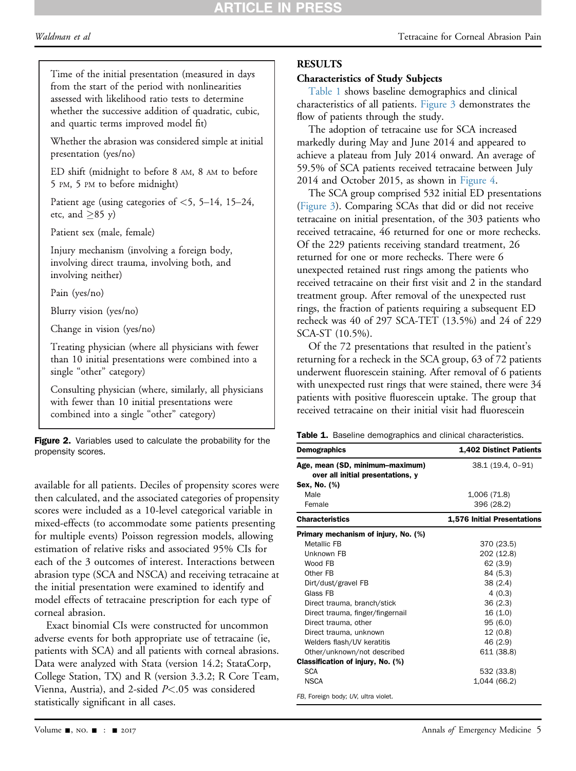Time of the initial presentation (measured in days from the start of the period with nonlinearities assessed with likelihood ratio tests to determine whether the successive addition of quadratic, cubic, and quartic terms improved model fit)

Whether the abrasion was considered simple at initial presentation (yes/no)

ED shift (midnight to before 8 AM, 8 AM to before 5 PM, 5 PM to before midnight)

Patient age (using categories of <5, 5–14, 15–24, etc, and ≥85 y)

Patient sex (male, female)

Injury mechanism (involving a foreign body, involving direct trauma, involving both, and involving neither)

Pain (yes/no)

Blurry vision (yes/no)

Change in vision (yes/no)

Treating physician (where all physicians with fewer than 10 initial presentations were combined into a single "other" category)

Consulting physician (where, similarly, all physicians with fewer than 10 initial presentations were combined into a single "other" category)

**Figure 2.** Variables used to calculate the probability for the propensity scores.

available for all patients. Deciles of propensity scores were then calculated, and the associated categories of propensity scores were included as a 10-level categorical variable in mixed-effects (to accommodate some patients presenting for multiple events) Poisson regression models, allowing estimation of relative risks and associated 95% CIs for each of the 3 outcomes of interest. Interactions between abrasion type (SCA and NSCA) and receiving tetracaine at the initial presentation were examined to identify and model effects of tetracaine prescription for each type of corneal abrasion.

Exact binomial CIs were constructed for uncommon adverse events for both appropriate use of tetracaine (ie, patients with SCA) and all patients with corneal abrasions. Data were analyzed with Stata (version 14.2; StataCorp, College Station, TX) and R (version 3.3.2; R Core Team, Vienna, Austria), and 2-sided $P<.05$ was considered statistically significant in all cases.

## RESULTS

### Characteristics of Study Subjects

Table 1 shows baseline demographics and clinical characteristics of all patients. Figure 3 demonstrates the flow of patients through the study.

The adoption of tetracaine use for SCA increased markedly during May and June 2014 and appeared to achieve a plateau from July 2014 onward. An average of 59.5% of SCA patients received tetracaine between July 2014 and October 2015, as shown in Figure 4.

The SCA group comprised 532 initial ED presentations (Figure 3). Comparing SCAs that did or did not receive tetracaine on initial presentation, of the 303 patients who received tetracaine, 46 returned for one or more rechecks. Of the 229 patients receiving standard treatment, 26 returned for one or more rechecks. There were 6 unexpected retained rust rings among the patients who received tetracaine on their first visit and 2 in the standard treatment group. After removal of the unexpected rust rings, the fraction of patients requiring a subsequent ED recheck was 40 of 297 SCA-TET (13.5%) and 24 of 229 SCA-ST (10.5%).

Of the 72 presentations that resulted in the patient's returning for a recheck in the SCA group, 63 of 72 patients underwent fluorescein staining. After removal of 6 patients with unexpected rust rings that were stained, there were 34 patients with positive fluorescein uptake. The group that received tetracaine on their initial visit had fluorescein

**Table 1.** Baseline demographics and clinical characteristics.

| Demographics | 1,402 Distinct Patients |
|---|---|
| Age, mean (SD, minimum–maximum) over all initial presentations, y | 38.1 (19.4, 0–91) |
| Sex, No. (%) | |
| Male | 1,006 (71.8) |
| Female | 396 (28.2) |
| **Characteristics** | **1,576 Initial Presentations** |
| Primary mechanism of injury, No. (%) | |
| Metallic FB | 370 (23.5) |
| Unknown FB | 202 (12.8) |
| Wood FB | 62 (3.9) |
| Other FB | 84 (5.3) |
| Dirt/dust/gravel FB | 38 (2.4) |
| Glass FB | 4 (0.3) |
| Direct trauma, branch/stick | 36 (2.3) |
| Direct trauma, finger/fingernail | 16 (1.0) |
| Direct trauma, other | 95 (6.0) |
| Direct trauma, unknown | 12 (0.8) |
| Welders flash/UV keratitis | 46 (2.9) |
| Other/unknown/not described | 611 (38.8) |
| Classification of injury, No. (%) | |
| SCA | 532 (33.8) |
| NSCA | 1,044 (66.2) |

*FB*, Foreign body; *UV*, ultra violet.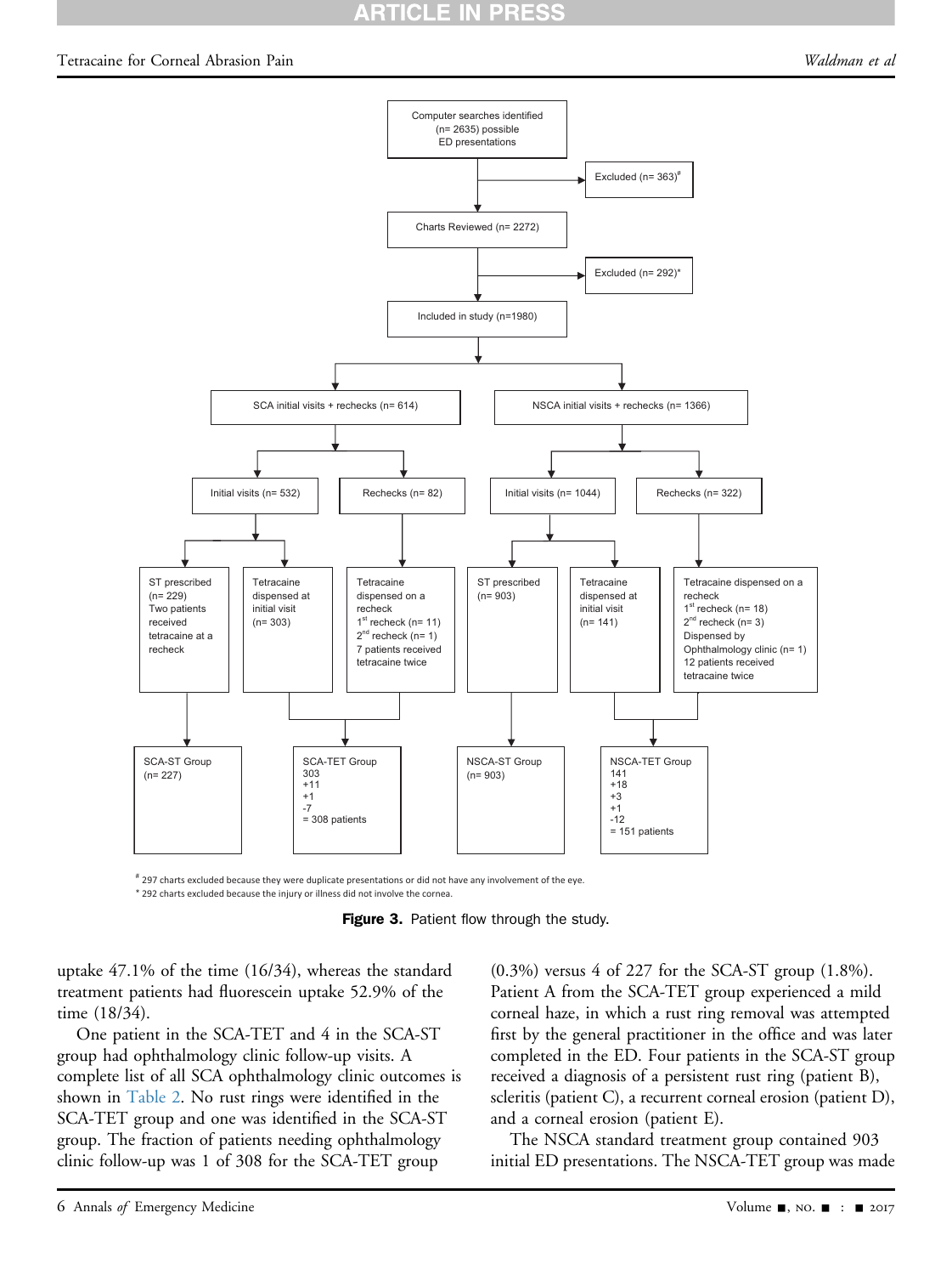Computer searches identified (n= 2635) possible ED presentations

Excluded (n= 363)[#]

Charts Reviewed (n= 2272)

Excluded (n= 292)*

Included in study (n=1980)

SCA initial visits + rechecks (n= 614)

NSCA initial visits + rechecks (n= 1366)

Initial visits (n= 532)

Rechecks (n= 82)

Initial visits (n= 1044)

Rechecks (n= 322)

ST prescribed (n= 229) Two patients received tetracaine at a recheck

Tetracaine dispensed at initial visit (n= 303)

Tetracaine dispensed on a recheck 1[st] recheck (n= 11) 2[nd] recheck (n= 1) 7 patients received tetracaine twice

ST prescribed (n= 903)

Tetracaine dispensed at initial visit (n= 141)

Tetracaine dispensed on a recheck 1[st] recheck (n= 18) 2[nd] recheck (n= 3) Dispensed by Ophthalmology clinic (n= 1) 12 patients received tetracaine twice

SCA-ST Group (n= 227)

SCA-TET Group 303 +11 +1 -7 = 308 patients

NSCA-ST Group (n= 903)

NSCA-TET Group 141 +18 +3 +1 -12 = 151 patients

[#] 297 charts excluded because they were duplicate presentations or did not have any involvement of the eye.

* 292 charts excluded because the injury or illness did not involve the cornea.

**Figure 3.** Patient flow through the study.

uptake 47.1% of the time (16/34), whereas the standard treatment patients had fluorescein uptake 52.9% of the time (18/34).

One patient in the SCA-TET and 4 in the SCA-ST group had ophthalmology clinic follow-up visits. A complete list of all SCA ophthalmology clinic outcomes is shown in Table 2. No rust rings were identified in the SCA-TET group and one was identified in the SCA-ST group. The fraction of patients needing ophthalmology clinic follow-up was 1 of 308 for the SCA-TET group (0.3%) versus 4 of 227 for the SCA-ST group (1.8%). Patient A from the SCA-TET group experienced a mild corneal haze, in which a rust ring removal was attempted first by the general practitioner in the office and was later completed in the ED. Four patients in the SCA-ST group received a diagnosis of a persistent rust ring (patient B), scleritis (patient C), a recurrent corneal erosion (patient D), and a corneal erosion (patient E).

The NSCA standard treatment group contained 903 initial ED presentations. The NSCA-TET group was made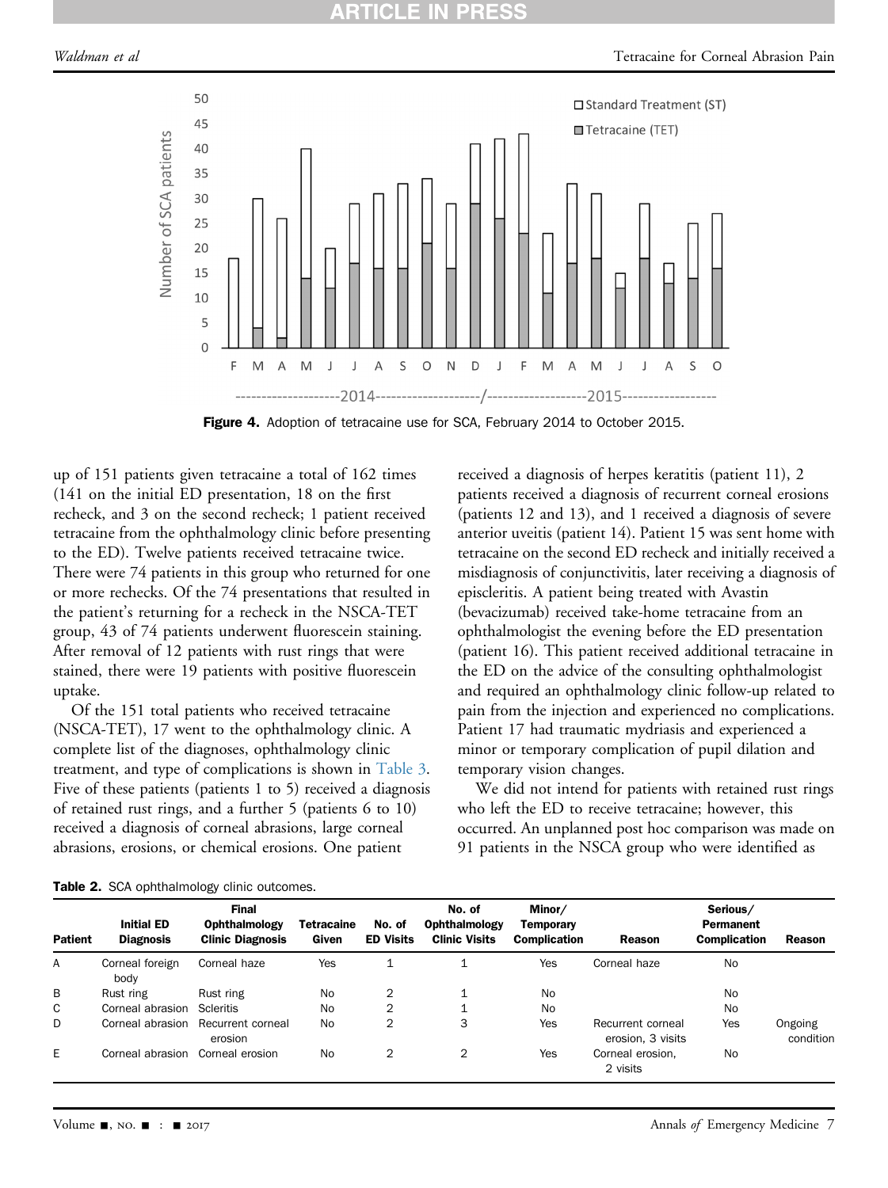Figure 4. Adoption of tetracaine use for SCA, February 2014 to October 2015.

up of 151 patients given tetracaine a total of 162 times (141 on the initial ED presentation, 18 on the first recheck, and 3 on the second recheck; 1 patient received tetracaine from the ophthalmology clinic before presenting to the ED). Twelve patients received tetracaine twice. There were 74 patients in this group who returned for one or more rechecks. Of the 74 presentations that resulted in the patient's returning for a recheck in the NSCA-TET group, 43 of 74 patients underwent fluorescein staining. After removal of 12 patients with rust rings that were stained, there were 19 patients with positive fluorescein uptake.

Of the 151 total patients who received tetracaine (NSCA-TET), 17 went to the ophthalmology clinic. A complete list of the diagnoses, ophthalmology clinic treatment, and type of complications is shown in Table 3. Five of these patients (patients 1 to 5) received a diagnosis of retained rust rings, and a further 5 (patients 6 to 10) received a diagnosis of corneal abrasions, large corneal abrasions, erosions, or chemical erosions. One patient received a diagnosis of herpes keratitis (patient 11), 2 patients received a diagnosis of recurrent corneal erosions (patients 12 and 13), and 1 received a diagnosis of severe anterior uveitis (patient 14). Patient 15 was sent home with tetracaine on the second ED recheck and initially received a misdiagnosis of conjunctivitis, later receiving a diagnosis of episcleritis. A patient being treated with Avastin (bevacizumab) received take-home tetracaine from an ophthalmologist the evening before the ED presentation (patient 16). This patient received additional tetracaine in the ED on the advice of the consulting ophthalmologist and required an ophthalmology clinic follow-up related to pain from the injection and experienced no complications. Patient 17 had traumatic mydriasis and experienced a minor or temporary complication of pupil dilation and temporary vision changes.

We did not intend for patients with retained rust rings who left the ED to receive tetracaine; however, this occurred. An unplanned post hoc comparison was made on 91 patients in the NSCA group who were identified as

**Table 2.** SCA ophthalmology clinic outcomes.

| Patient | Initial ED Diagnosis | Final Ophthalmology Clinic Diagnosis | Tetracaine Given | No. of ED Visits | No. of Ophthalmology Clinic Visits | Minor/ Temporary Complication | Reason | Serious/ Permanent Complication | Reason |
|---|---|---|---|---|---|---|---|---|---|
| A | Corneal foreign body | Corneal haze | Yes | 1 | 1 | Yes | Corneal haze | No | |
| B | Rust ring | Rust ring | No | 2 | 1 | No | | No | |
| C | Corneal abrasion | Scleritis | No | 2 | 1 | No | | No | |
| D | Corneal abrasion | Recurrent corneal erosion | No | 2 | 3 | Yes | Recurrent corneal erosion, 3 visits | Yes | Ongoing condition |
| E | Corneal abrasion | Corneal erosion | No | 2 | 2 | Yes | Corneal erosion, 2 visits | No | |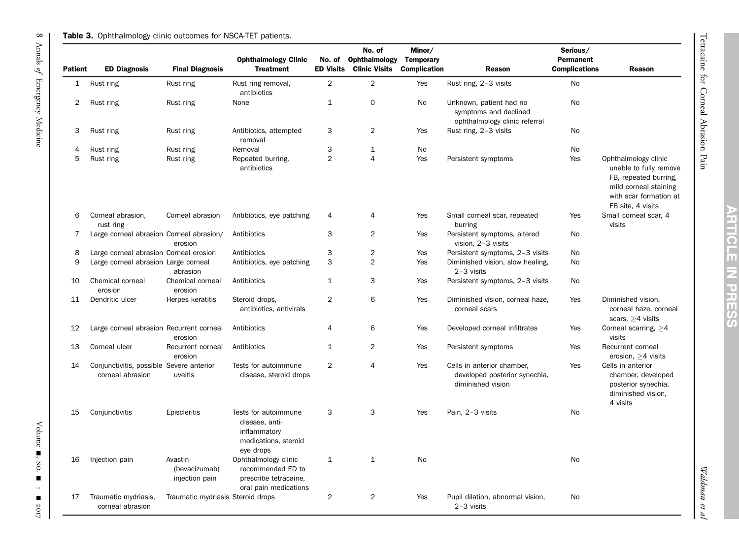**Table 3.** Ophthalmology clinic outcomes for NSCA-TET patients.

| Patient | ED Diagnosis | Final Diagnosis | Ophthalmology Clinic Treatment | No. of ED Visits | No. of Ophthalmology Clinic Visits | Minor/ Temporary Complication | Reason | Serious/ Permanent Complications | Reason |
|---|---|---|---|---|---|---|---|---|---|
| 1 | Rust ring | Rust ring | Rust ring removal, antibiotics | 2 | 2 | Yes | Rust ring, 2–3 visits | No | |
| 2 | Rust ring | Rust ring | None | 1 | 0 | No | Unknown, patient had no symptoms and declined ophthalmology clinic referral | No | |
| 3 | Rust ring | Rust ring | Antibiotics, attempted removal | 3 | 2 | Yes | Rust ring, 2–3 visits | No | |
| 4 | Rust ring | Rust ring | Removal | 3 | 1 | No | | No | |
| 5 | Rust ring | Rust ring | Repeated burring, antibiotics | 2 | 4 | Yes | Persistent symptoms | Yes | Ophthalmology clinic unable to fully remove FB, repeated burring, mild corneal staining with scar formation at FB site, 4 visits |
| 6 | Corneal abrasion, rust ring | Corneal abrasion | Antibiotics, eye patching | 4 | 4 | Yes | Small corneal scar, repeated burring | Yes | Small corneal scar, 4 visits |
| 7 | Large corneal abrasion | Corneal abrasion/ erosion | Antibiotics | 3 | 2 | Yes | Persistent symptoms, altered vision, 2–3 visits | No | |
| 8 | Large corneal abrasion | Corneal erosion | Antibiotics | 3 | 2 | Yes | Persistent symptoms, 2–3 visits | No | |
| 9 | Large corneal abrasion | Large corneal abrasion | Antibiotics, eye patching | 3 | 2 | Yes | Diminished vision, slow healing, 2–3 visits | No | |
| 10 | Chemical corneal erosion | Chemical corneal erosion | Antibiotics | 1 | 3 | Yes | Persistent symptoms, 2–3 visits | No | |
| 11 | Dendritic ulcer | Herpes keratitis | Steroid drops, antibiotics, antivirals | 2 | 6 | Yes | Diminished vision, corneal haze, corneal scars | Yes | Diminished vision, corneal haze, corneal scars, ≥4 visits |
| 12 | Large corneal abrasion | Recurrent corneal erosion | Antibiotics | 4 | 6 | Yes | Developed corneal infiltrates | Yes | Corneal scarring, ≥4 visits |
| 13 | Corneal ulcer | Recurrent corneal erosion | Antibiotics | 1 | 2 | Yes | Persistent symptoms | Yes | Recurrent corneal erosion, ≥4 visits |
| 14 | Conjunctivitis, possible corneal abrasion | Severe anterior uveitis | Tests for autoimmune disease, steroid drops | 2 | 4 | Yes | Cells in anterior chamber, developed posterior synechia, diminished vision | Yes | Cells in anterior chamber, developed posterior synechia, diminished vision, 4 visits |
| 15 | Conjunctivitis | Episcleritis | Tests for autoimmune disease, anti-inflammatory medications, steroid eye drops | 3 | 3 | Yes | Pain, 2–3 visits | No | |
| 16 | Injection pain | Avastin (bevacizumab) injection pain | Ophthalmology clinic recommended ED to prescribe tetracaine, oral pain medications | 1 | 1 | No | | No | |
| 17 | Traumatic mydriasis, corneal abrasion | Traumatic mydriasis | Steroid drops | 2 | 2 | Yes | Pupil dilation, abnormal vision, 2–3 visits | No | |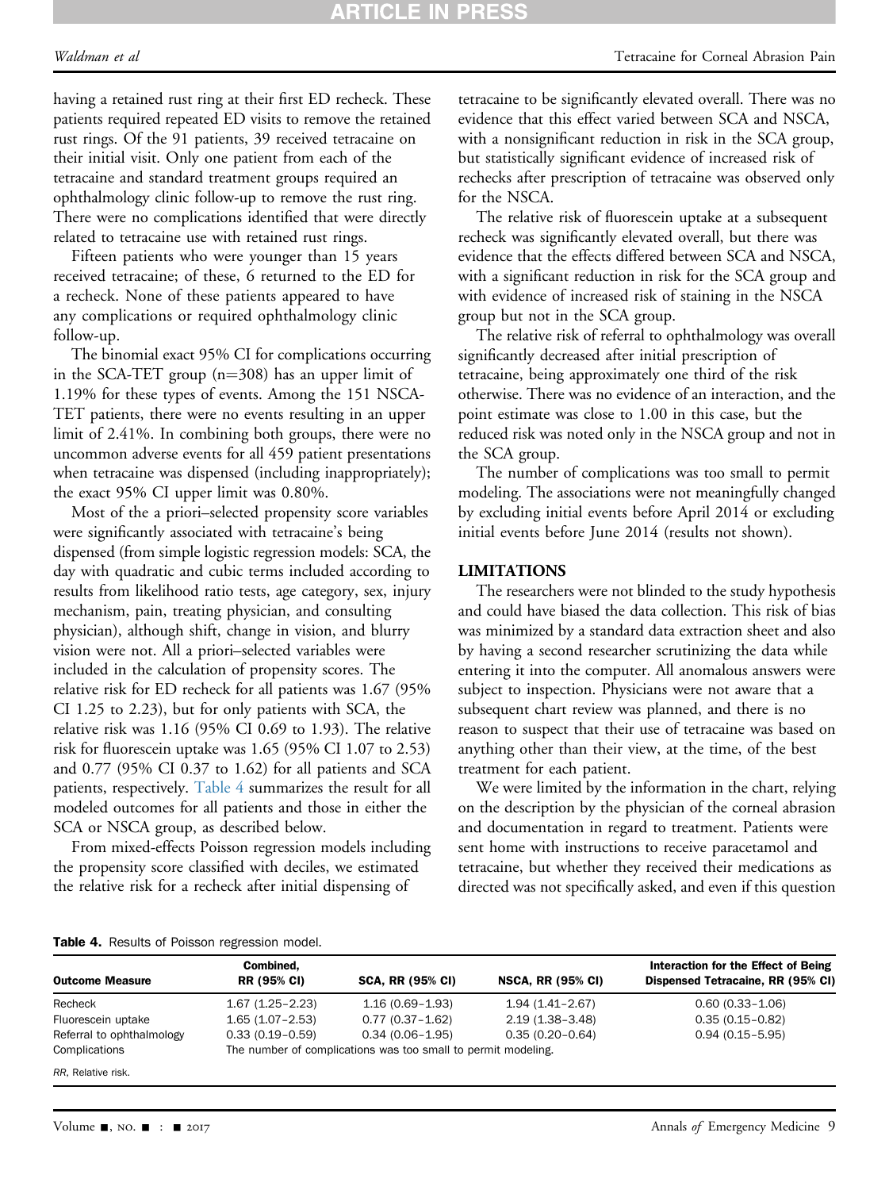having a retained rust ring at their first ED recheck. These patients required repeated ED visits to remove the retained rust rings. Of the 91 patients, 39 received tetracaine on their initial visit. Only one patient from each of the tetracaine and standard treatment groups required an ophthalmology clinic follow-up to remove the rust ring. There were no complications identified that were directly related to tetracaine use with retained rust rings.

Fifteen patients who were younger than 15 years received tetracaine; of these, 6 returned to the ED for a recheck. None of these patients appeared to have any complications or required ophthalmology clinic follow-up.

The binomial exact 95% CI for complications occurring in the SCA-TET group (n=308) has an upper limit of 1.19% for these types of events. Among the 151 NSCA-TET patients, there were no events resulting in an upper limit of 2.41%. In combining both groups, there were no uncommon adverse events for all 459 patient presentations when tetracaine was dispensed (including inappropriately); the exact 95% CI upper limit was 0.80%.

Most of the a priori–selected propensity score variables were significantly associated with tetracaine's being dispensed (from simple logistic regression models: SCA, the day with quadratic and cubic terms included according to results from likelihood ratio tests, age category, sex, injury mechanism, pain, treating physician, and consulting physician), although shift, change in vision, and blurry vision were not. All a priori–selected variables were included in the calculation of propensity scores. The relative risk for ED recheck for all patients was 1.67 (95% CI 1.25 to 2.23), but for only patients with SCA, the relative risk was 1.16 (95% CI 0.69 to 1.93). The relative risk for fluorescein uptake was 1.65 (95% CI 1.07 to 2.53) and 0.77 (95% CI 0.37 to 1.62) for all patients and SCA patients, respectively. Table 4 summarizes the result for all modeled outcomes for all patients and those in either the SCA or NSCA group, as described below.

From mixed-effects Poisson regression models including the propensity score classified with deciles, we estimated the relative risk for a recheck after initial dispensing of tetracaine to be significantly elevated overall. There was no evidence that this effect varied between SCA and NSCA, with a nonsignificant reduction in risk in the SCA group, but statistically significant evidence of increased risk of rechecks after prescription of tetracaine was observed only for the NSCA.

The relative risk of fluorescein uptake at a subsequent recheck was significantly elevated overall, but there was evidence that the effects differed between SCA and NSCA, with a significant reduction in risk for the SCA group and with evidence of increased risk of staining in the NSCA group but not in the SCA group.

The relative risk of referral to ophthalmology was overall significantly decreased after initial prescription of tetracaine, being approximately one third of the risk otherwise. There was no evidence of an interaction, and the point estimate was close to 1.00 in this case, but the reduced risk was noted only in the NSCA group and not in the SCA group.

The number of complications was too small to permit modeling. The associations were not meaningfully changed by excluding initial events before April 2014 or excluding initial events before June 2014 (results not shown).

**Table 4.** Results of Poisson regression model.

| Outcome Measure | Combined, RR (95% CI) | SCA, RR (95% CI) | NSCA, RR (95% CI) | Interaction for the Effect of Being Dispensed Tetracaine, RR (95% CI) |
|---|---|---|---|---|
| Recheck | 1.67 (1.25–2.23) | 1.16 (0.69–1.93) | 1.94 (1.41–2.67) | 0.60 (0.33–1.06) |
| Fluorescein uptake | 1.65 (1.07–2.53) | 0.77 (0.37–1.62) | 2.19 (1.38–3.48) | 0.35 (0.15–0.82) |
| Referral to ophthalmology | 0.33 (0.19–0.59) | 0.34 (0.06–1.95) | 0.35 (0.20–0.64) | 0.94 (0.15–5.95) |
| Complications | The number of complications was too small to permit modeling. | | | |

*RR*, Relative risk.

## LIMITATIONS

The researchers were not blinded to the study hypothesis and could have biased the data collection. This risk of bias was minimized by a standard data extraction sheet and also by having a second researcher scrutinizing the data while entering it into the computer. All anomalous answers were subject to inspection. Physicians were not aware that a subsequent chart review was planned, and there is no reason to suspect that their use of tetracaine was based on anything other than their view, at the time, of the best treatment for each patient.

We were limited by the information in the chart, relying on the description by the physician of the corneal abrasion and documentation in regard to treatment. Patients were sent home with instructions to receive paracetamol and tetracaine, but whether they received their medications as directed was not specifically asked, and even if this question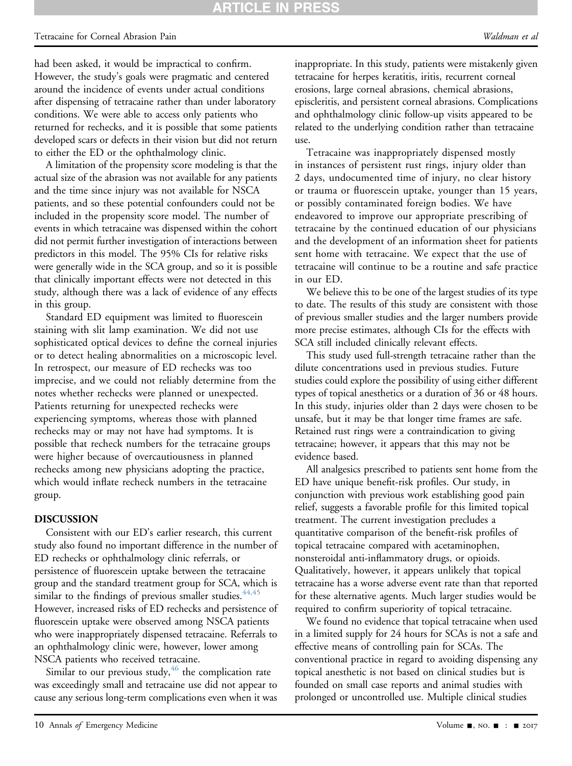had been asked, it would be impractical to confirm. However, the study's goals were pragmatic and centered around the incidence of events under actual conditions after dispensing of tetracaine rather than under laboratory conditions. We were able to access only patients who returned for rechecks, and it is possible that some patients developed scars or defects in their vision but did not return to either the ED or the ophthalmology clinic.

A limitation of the propensity score modeling is that the actual size of the abrasion was not available for any patients and the time since injury was not available for NSCA patients, and so these potential confounders could not be included in the propensity score model. The number of events in which tetracaine was dispensed within the cohort did not permit further investigation of interactions between predictors in this model. The 95% CIs for relative risks were generally wide in the SCA group, and so it is possible that clinically important effects were not detected in this study, although there was a lack of evidence of any effects in this group.

Standard ED equipment was limited to fluorescein staining with slit lamp examination. We did not use sophisticated optical devices to define the corneal injuries or to detect healing abnormalities on a microscopic level. In retrospect, our measure of ED rechecks was too imprecise, and we could not reliably determine from the notes whether rechecks were planned or unexpected. Patients returning for unexpected rechecks were experiencing symptoms, whereas those with planned rechecks may or may not have had symptoms. It is possible that recheck numbers for the tetracaine groups were higher because of overcautiousness in planned rechecks among new physicians adopting the practice, which would inflate recheck numbers in the tetracaine group.

## DISCUSSION

Consistent with our ED's earlier research, this current study also found no important difference in the number of ED rechecks or ophthalmology clinic referrals, or persistence of fluorescein uptake between the tetracaine group and the standard treatment group for SCA, which is similar to the findings of previous smaller studies.[44,45] However, increased risks of ED rechecks and persistence of fluorescein uptake were observed among NSCA patients who were inappropriately dispensed tetracaine. Referrals to an ophthalmology clinic were, however, lower among NSCA patients who received tetracaine.

Similar to our previous study,[46] the complication rate was exceedingly small and tetracaine use did not appear to cause any serious long-term complications even when it was inappropriate. In this study, patients were mistakenly given tetracaine for herpes keratitis, iritis, recurrent corneal erosions, large corneal abrasions, chemical abrasions, episcleritis, and persistent corneal abrasions. Complications and ophthalmology clinic follow-up visits appeared to be related to the underlying condition rather than tetracaine use.

Tetracaine was inappropriately dispensed mostly in instances of persistent rust rings, injury older than 2 days, undocumented time of injury, no clear history or trauma or fluorescein uptake, younger than 15 years, or possibly contaminated foreign bodies. We have endeavored to improve our appropriate prescribing of tetracaine by the continued education of our physicians and the development of an information sheet for patients sent home with tetracaine. We expect that the use of tetracaine will continue to be a routine and safe practice in our ED.

We believe this to be one of the largest studies of its type to date. The results of this study are consistent with those of previous smaller studies and the larger numbers provide more precise estimates, although CIs for the effects with SCA still included clinically relevant effects.

This study used full-strength tetracaine rather than the dilute concentrations used in previous studies. Future studies could explore the possibility of using either different types of topical anesthetics or a duration of 36 or 48 hours. In this study, injuries older than 2 days were chosen to be unsafe, but it may be that longer time frames are safe. Retained rust rings were a contraindication to giving tetracaine; however, it appears that this may not be evidence based.

All analgesics prescribed to patients sent home from the ED have unique benefit-risk profiles. Our study, in conjunction with previous work establishing good pain relief, suggests a favorable profile for this limited topical treatment. The current investigation precludes a quantitative comparison of the benefit-risk profiles of topical tetracaine compared with acetaminophen, nonsteroidal anti-inflammatory drugs, or opioids. Qualitatively, however, it appears unlikely that topical tetracaine has a worse adverse event rate than that reported for these alternative agents. Much larger studies would be required to confirm superiority of topical tetracaine.

We found no evidence that topical tetracaine when used in a limited supply for 24 hours for SCAs is not a safe and effective means of controlling pain for SCAs. The conventional practice in regard to avoiding dispensing any topical anesthetic is not based on clinical studies but is founded on small case reports and animal studies with prolonged or uncontrolled use. Multiple clinical studies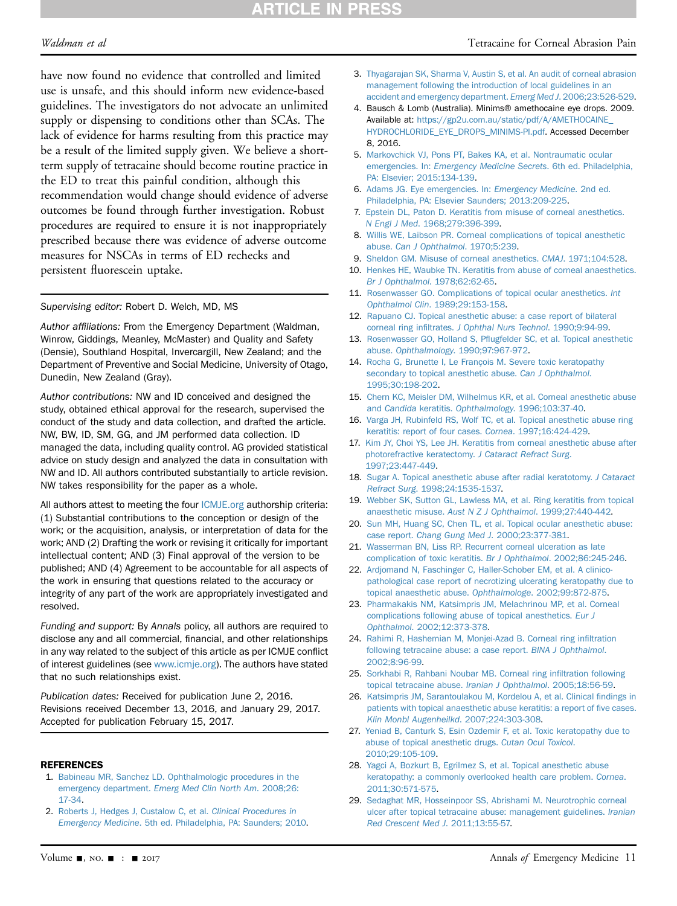have now found no evidence that controlled and limited use is unsafe, and this should inform new evidence-based guidelines. The investigators do not advocate an unlimited supply or dispensing to conditions other than SCAs. The lack of evidence for harms resulting from this practice may be a result of the limited supply given. We believe a short-term supply of tetracaine should become routine practice in the ED to treat this painful condition, although this recommendation would change should evidence of adverse outcomes be found through further investigation. Robust procedures are required to ensure it is not inappropriately prescribed because there was evidence of adverse outcome measures for NSCAs in terms of ED rechecks and persistent fluorescein uptake.

*Supervising editor:* Robert D. Welch, MD, MS

*Author affiliations:* From the Emergency Department (Waldman, Winrow, Giddings, Meanley, McMaster) and Quality and Safety (Densie), Southland Hospital, Invercargill, New Zealand; and the Department of Preventive and Social Medicine, University of Otago, Dunedin, New Zealand (Gray).

*Author contributions:* NW and ID conceived and designed the study, obtained ethical approval for the research, supervised the conduct of the study and data collection, and drafted the article. NW, BW, ID, SM, GG, and JM performed data collection. ID managed the data, including quality control. AG provided statistical advice on study design and analyzed the data in consultation with NW and ID. All authors contributed substantially to article revision. NW takes responsibility for the paper as a whole.

All authors attest to meeting the four ICMJE.org authorship criteria: (1) Substantial contributions to the conception or design of the work; or the acquisition, analysis, or interpretation of data for the work; AND (2) Drafting the work or revising it critically for important intellectual content; AND (3) Final approval of the version to be published; AND (4) Agreement to be accountable for all aspects of the work in ensuring that questions related to the accuracy or integrity of any part of the work are appropriately investigated and resolved.

*Funding and support:* By *Annals* policy, all authors are required to disclose any and all commercial, financial, and other relationships in any way related to the subject of this article as per ICMJE conflict of interest guidelines (see www.icmje.org). The authors have stated that no such relationships exist.

*Publication dates:* Received for publication June 2, 2016. Revisions received December 13, 2016, and January 29, 2017. Accepted for publication February 15, 2017.

## REFERENCES

1. Babineau MR, Sanchez LD. Ophthalmologic procedures in the emergency department. *Emerg Med Clin North Am*. 2008;26:17-34.
2. Roberts J, Hedges J, Custalow C, et al. *Clinical Procedures in Emergency Medicine*. 5th ed. Philadelphia, PA: Saunders; 2010.
3. Thyagarajan SK, Sharma V, Austin S, et al. An audit of corneal abrasion management following the introduction of local guidelines in an accident and emergency department. *Emerg Med J*. 2006;23:526-529.
4. Bausch & Lomb (Australia). Minims® amethocaine eye drops. 2009. Available at: https://gp2u.com.au/static/pdf/A/AMETHOCAINE_HYDROCHLORIDE_EYE_DROPS_MINIMS-PI.pdf. Accessed December 8, 2016.
5. Markovchick VJ, Pons PT, Bakes KA, et al. Nontraumatic ocular emergencies. In: *Emergency Medicine Secrets*. 6th ed. Philadelphia, PA: Elsevier; 2015:134-139.
6. Adams JG. Eye emergencies. In: *Emergency Medicine*. 2nd ed. Philadelphia, PA: Elsevier Saunders; 2013:209-225.
7. Epstein DL, Paton D. Keratitis from misuse of corneal anesthetics. *N Engl J Med*. 1968;279:396-399.
8. Willis WE, Laibson PR. Corneal complications of topical anesthetic abuse. *Can J Ophthalmol*. 1970;5:239.
9. Sheldon GM. Misuse of corneal anesthetics. *CMAJ*. 1971;104:528.
10. Henkes HE, Waubke TN. Keratitis from abuse of corneal anaesthetics. *Br J Ophthalmol*. 1978;62:62-65.
11. Rosenwasser GO. Complications of topical ocular anesthetics. *Int Ophthalmol Clin*. 1989;29:153-158.
12. Rapuano CJ. Topical anesthetic abuse: a case report of bilateral corneal ring infiltrates. *J Ophthal Nurs Technol*. 1990;9:94-99.
13. Rosenwasser GO, Holland S, Pflugfelder SC, et al. Topical anesthetic abuse. *Ophthalmology*. 1990;97:967-972.
14. Rocha G, Brunette I, Le François M. Severe toxic keratopathy secondary to topical anesthetic abuse. *Can J Ophthalmol*. 1995;30:198-202.
15. Chern KC, Meisler DM, Wilhelmus KR, et al. Corneal anesthetic abuse and *Candida* keratitis. *Ophthalmology*. 1996;103:37-40.
16. Varga JH, Rubinfeld RS, Wolf TC, et al. Topical anesthetic abuse ring keratitis: report of four cases. *Cornea*. 1997;16:424-429.
17. Kim JY, Choi YS, Lee JH. Keratitis from corneal anesthetic abuse after photorefractive keratectomy. *J Cataract Refract Surg*. 1997;23:447-449.
18. Sugar A. Topical anesthetic abuse after radial keratotomy. *J Cataract Refract Surg*. 1998;24:1535-1537.
19. Webber SK, Sutton GL, Lawless MA, et al. Ring keratitis from topical anaesthetic misuse. *Aust N Z J Ophthalmol*. 1999;27:440-442.
20. Sun MH, Huang SC, Chen TL, et al. Topical ocular anesthetic abuse: case report. *Chang Gung Med J*. 2000;23:377-381.
21. Wasserman BN, Liss RP. Recurrent corneal ulceration as late complication of toxic keratitis. *Br J Ophthalmol*. 2002;86:245-246.
22. Ardjomand N, Faschinger C, Haller-Schober EM, et al. A clinico-pathological case report of necrotizing ulcerating keratopathy due to topical anaesthetic abuse. *Ophthalmologe*. 2002;99:872-875.
23. Pharmakakis NM, Katsimpris JM, Melachrinou MP, et al. Corneal complications following abuse of topical anesthetics. *Eur J Ophthalmol*. 2002;12:373-378.
24. Rahimi R, Hashemian M, Monjei-Azad B. Corneal ring infiltration following tetracaine abuse: a case report. *BINA J Ophthalmol*. 2002;8:96-99.
25. Sorkhabi R, Rahbani Noubar MB. Corneal ring infiltration following topical tetracaine abuse. *Iranian J Ophthalmol*. 2005;18:56-59.
26. Katsimpris JM, Sarantoulakou M, Kordelou A, et al. Clinical findings in patients with topical anaesthetic abuse keratitis: a report of five cases. *Klin Monbl Augenheilkd*. 2007;224:303-308.
27. Yeniad B, Canturk S, Esin Ozdemir F, et al. Toxic keratopathy due to abuse of topical anesthetic drugs. *Cutan Ocul Toxicol*. 2010;29:105-109.
28. Yagci A, Bozkurt B, Egrilmez S, et al. Topical anesthetic abuse keratopathy: a commonly overlooked health care problem. *Cornea*. 2011;30:571-575.
29. Sedaghat MR, Hosseinpoor SS, Abrishami M. Neurotrophic corneal ulcer after topical tetracaine abuse: management guidelines. *Iranian Red Crescent Med J*. 2011;13:55-57.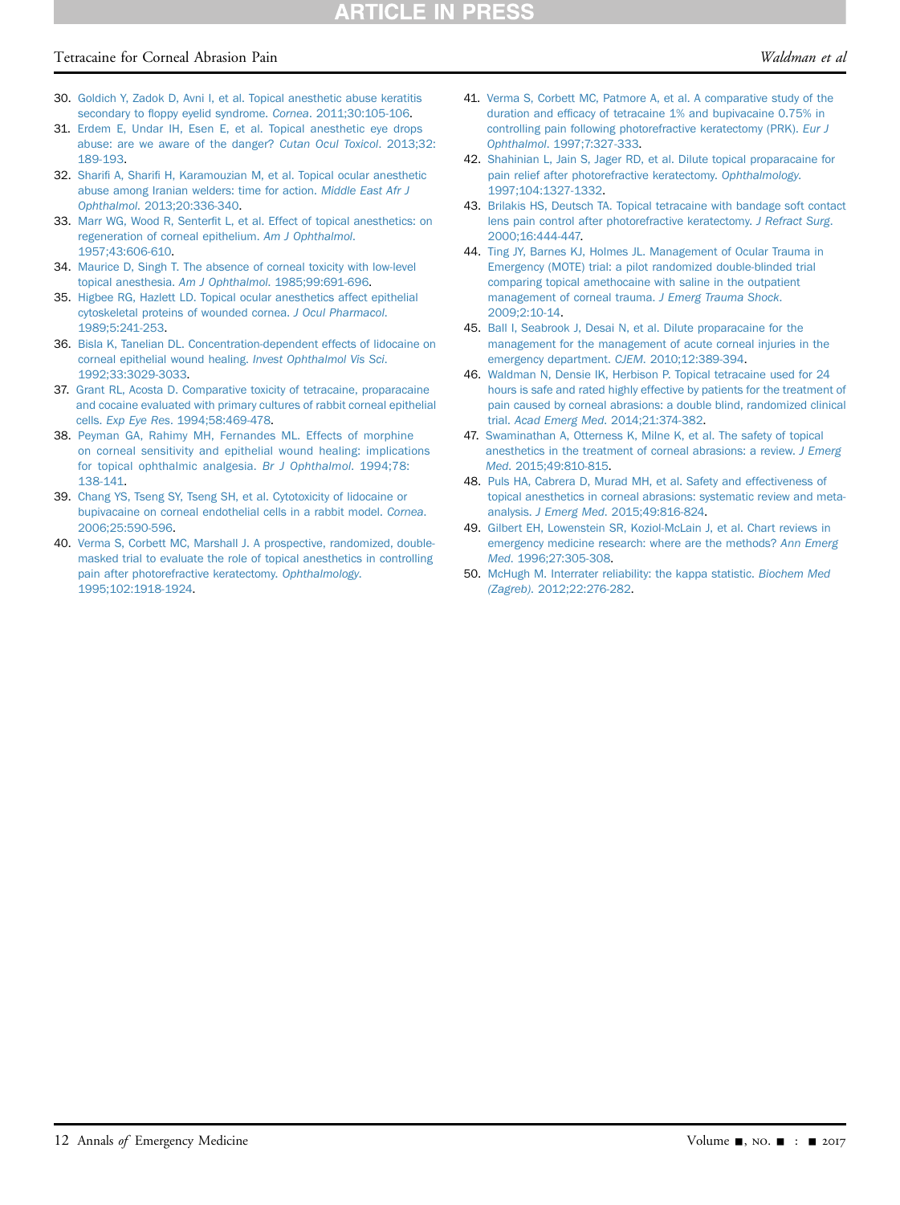30. Goldich Y, Zadok D, Avni I, et al. Topical anesthetic abuse keratitis secondary to floppy eyelid syndrome. *Cornea*. 2011;30:105-106.
31. Erdem E, Undar IH, Esen E, et al. Topical anesthetic eye drops abuse: are we aware of the danger? *Cutan Ocul Toxicol*. 2013;32:189-193.
32. Sharifi A, Sharifi H, Karamouzian M, et al. Topical ocular anesthetic abuse among Iranian welders: time for action. *Middle East Afr J Ophthalmol*. 2013;20:336-340.
33. Marr WG, Wood R, Senterfit L, et al. Effect of topical anesthetics: on regeneration of corneal epithelium. *Am J Ophthalmol*. 1957;43:606-610.
34. Maurice D, Singh T. The absence of corneal toxicity with low-level topical anesthesia. *Am J Ophthalmol*. 1985;99:691-696.
35. Higbee RG, Hazlett LD. Topical ocular anesthetics affect epithelial cytoskeletal proteins of wounded cornea. *J Ocul Pharmacol*. 1989;5:241-253.
36. Bisla K, Tanelian DL. Concentration-dependent effects of lidocaine on corneal epithelial wound healing. *Invest Ophthalmol Vis Sci*. 1992;33:3029-3033.
37. Grant RL, Acosta D. Comparative toxicity of tetracaine, proparacaine and cocaine evaluated with primary cultures of rabbit corneal epithelial cells. *Exp Eye Res*. 1994;58:469-478.
38. Peyman GA, Rahimy MH, Fernandes ML. Effects of morphine on corneal sensitivity and epithelial wound healing: implications for topical ophthalmic analgesia. *Br J Ophthalmol*. 1994;78:138-141.
39. Chang YS, Tseng SY, Tseng SH, et al. Cytotoxicity of lidocaine or bupivacaine on corneal endothelial cells in a rabbit model. *Cornea*. 2006;25:590-596.
40. Verma S, Corbett MC, Marshall J. A prospective, randomized, double-masked trial to evaluate the role of topical anesthetics in controlling pain after photorefractive keratectomy. *Ophthalmology*. 1995;102:1918-1924.
41. Verma S, Corbett MC, Patmore A, et al. A comparative study of the duration and efficacy of tetracaine 1% and bupivacaine 0.75% in controlling pain following photorefractive keratectomy (PRK). *Eur J Ophthalmol*. 1997;7:327-333.
42. Shahinian L, Jain S, Jager RD, et al. Dilute topical proparacaine for pain relief after photorefractive keratectomy. *Ophthalmology*. 1997;104:1327-1332.
43. Brilakis HS, Deutsch TA. Topical tetracaine with bandage soft contact lens pain control after photorefractive keratectomy. *J Refract Surg*. 2000;16:444-447.
44. Ting JY, Barnes KJ, Holmes JL. Management of Ocular Trauma in Emergency (MOTE) trial: a pilot randomized double-blinded trial comparing topical amethocaine with saline in the outpatient management of corneal trauma. *J Emerg Trauma Shock*. 2009;2:10-14.
45. Ball I, Seabrook J, Desai N, et al. Dilute proparacaine for the management for the management of acute corneal injuries in the emergency department. *CJEM*. 2010;12:389-394.
46. Waldman N, Densie IK, Herbison P. Topical tetracaine used for 24 hours is safe and rated highly effective by patients for the treatment of pain caused by corneal abrasions: a double blind, randomized clinical trial. *Acad Emerg Med*. 2014;21:374-382.
47. Swaminathan A, Otterness K, Milne K, et al. The safety of topical anesthetics in the treatment of corneal abrasions: a review. *J Emerg Med*. 2015;49:810-815.
48. Puls HA, Cabrera D, Murad MH, et al. Safety and effectiveness of topical anesthetics in corneal abrasions: systematic review and meta-analysis. *J Emerg Med*. 2015;49:816-824.
49. Gilbert EH, Lowenstein SR, Koziol-McLain J, et al. Chart reviews in emergency medicine research: where are the methods? *Ann Emerg Med*. 1996;27:305-308.
50. McHugh M. Interrater reliability: the kappa statistic. *Biochem Med (Zagreb)*. 2012;22:276-282.